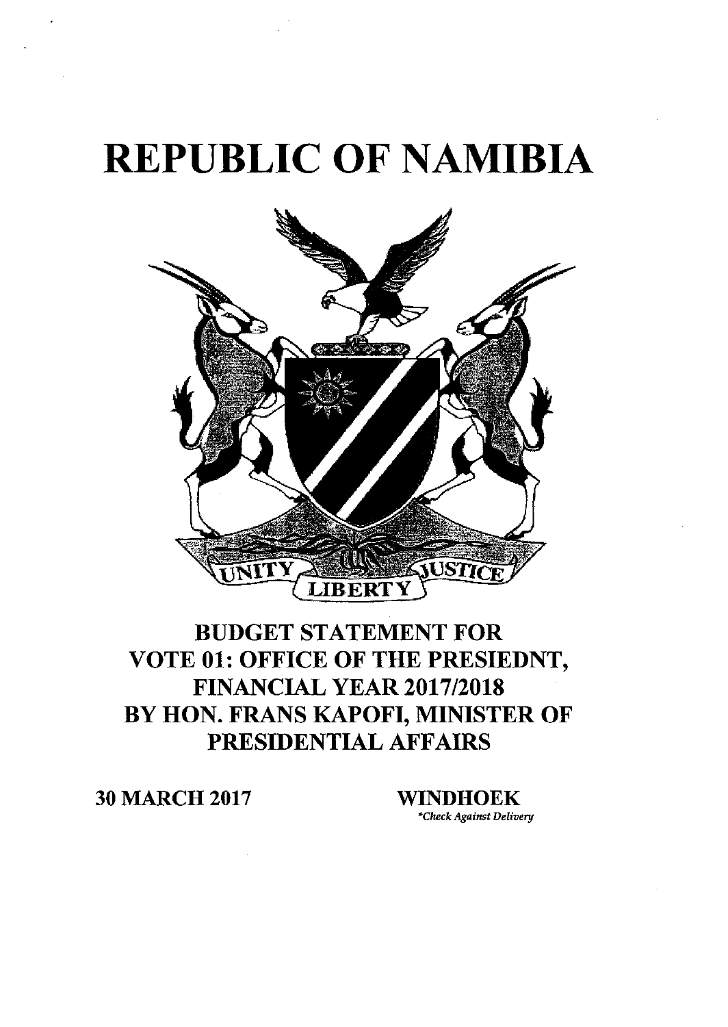# REPUBLIC OF NAMIBIA

UNITY LIBERTY JUSTICE

## BUDGET STATEMENT FOR VOTE 01: OFFICE OF THE PRESIEDNT, FINANCIAL YEAR 2017/2018 BY HON. FRANS KAPOFI, MINISTER OF PRESIDENTIAL AFFAIRS

**30 MARCH 2017** **WINDHOEK**

*\*Check Against Delivery*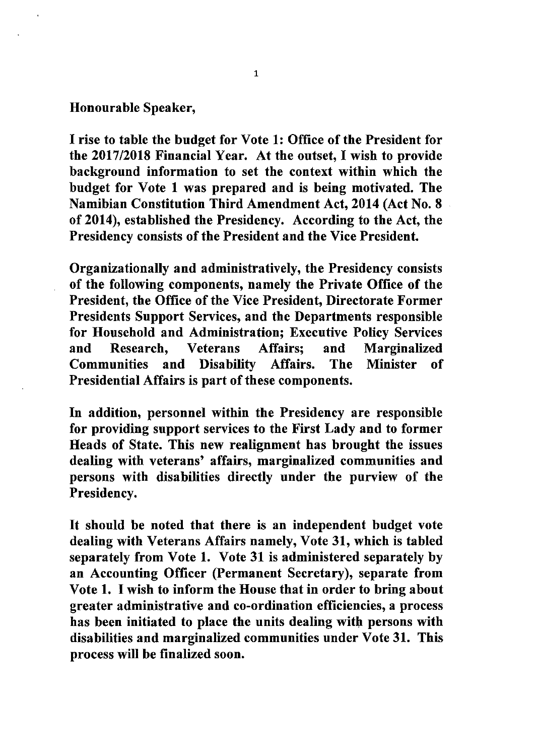**Honourable Speaker,**

**I rise to table the budget for Vote 1: Office of the President for the 2017/2018 Financial Year. At the outset, I wish to provide background information to set the context within which the budget for Vote 1 was prepared and is being motivated. The Namibian Constitution Third Amendment Act, 2014 (Act No. 8 of 2014), established the Presidency. According to the Act, the Presidency consists of the President and the Vice President.**

**Organizationally and administratively, the Presidency consists of the following components, namely the Private Office of the President, the Office of the Vice President, Directorate Former Presidents Support Services, and the Departments responsible for Household and Administration; Executive Policy Services and Research, Veterans Affairs; and Marginalized Communities and Disability Affairs. The Minister of Presidential Affairs is part of these components.**

**In addition, personnel within the Presidency are responsible for providing support services to the First Lady and to former Heads of State. This new realignment has brought the issues dealing with veterans' affairs, marginalized communities and persons with disabilities directly under the purview of the Presidency.**

**It should be noted that there is an independent budget vote dealing with Veterans Affairs namely, Vote 31, which is tabled separately from Vote 1. Vote 31 is administered separately by an Accounting Officer (Permanent Secretary), separate from Vote 1. I wish to inform the House that in order to bring about greater administrative and co-ordination efficiencies, a process has been initiated to place the units dealing with persons with disabilities and marginalized communities under Vote 31. This process will be finalized soon.**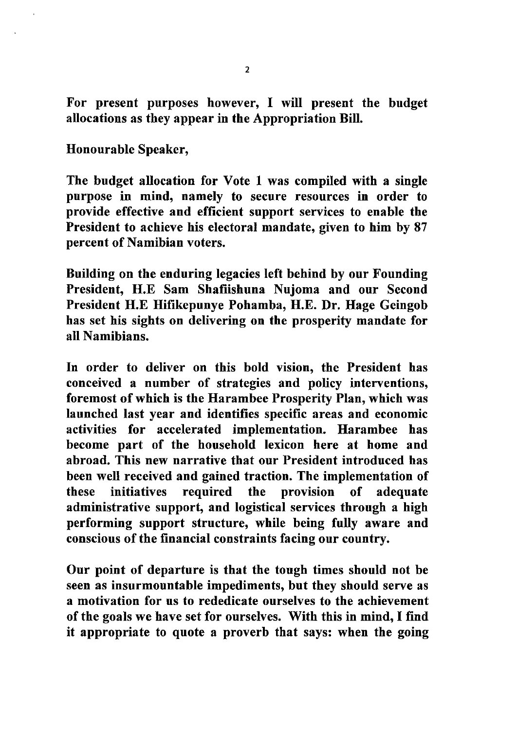**For present purposes however, I will present the budget allocations as they appear in the Appropriation Bill.**

**Honourable Speaker,**

**The budget allocation for Vote 1 was compiled with a single purpose in mind, namely to secure resources in order to provide effective and efficient support services to enable the President to achieve his electoral mandate, given to him by 87 percent of Namibian voters.**

**Building on the enduring legacies left behind by our Founding President, H.E Sam Shafiishuna Nujoma and our Second President H.E Hifikepunye Pohamba, H.E. Dr. Hage Geingob has set his sights on delivering on the prosperity mandate for all Namibians.**

**In order to deliver on this bold vision, the President has conceived a number of strategies and policy interventions, foremost of which is the Harambee Prosperity Plan, which was launched last year and identifies specific areas and economic activities for accelerated implementation. Harambee has become part of the household lexicon here at home and abroad. This new narrative that our President introduced has been well received and gained traction. The implementation of these initiatives required the provision of adequate administrative support, and logistical services through a high performing support structure, while being fully aware and conscious of the financial constraints facing our country.**

**Our point of departure is that the tough times should not be seen as insurmountable impediments, but they should serve as a motivation for us to rededicate ourselves to the achievement of the goals we have set for ourselves. With this in mind, I find it appropriate to quote a proverb that says: when the going**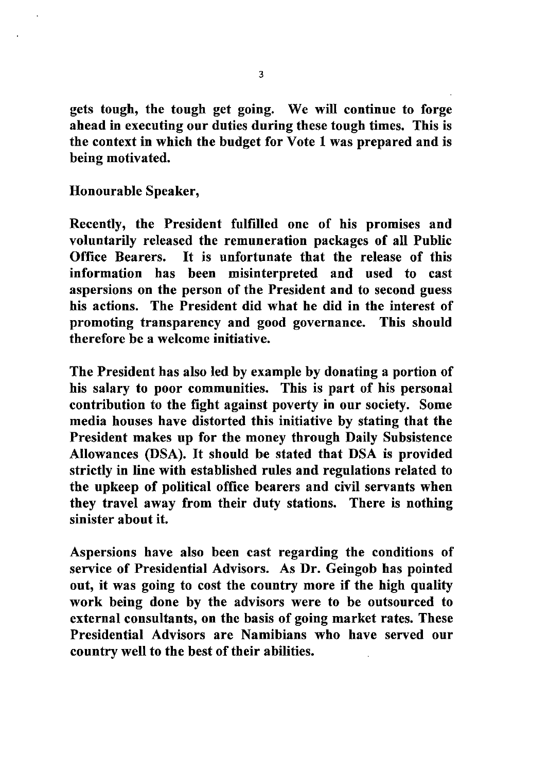**gets tough, the tough get going. We will continue to forge ahead in executing our duties during these tough times. This is the context in which the budget for Vote 1 was prepared and is being motivated.**

**Honourable Speaker,**

**Recently, the President fulfilled one of his promises and voluntarily released the remuneration packages of all Public Office Bearers. It is unfortunate that the release of this information has been misinterpreted and used to cast aspersions on the person of the President and to second guess his actions. The President did what he did in the interest of promoting transparency and good governance. This should therefore be a welcome initiative.**

**The President has also led by example by donating a portion of his salary to poor communities. This is part of his personal contribution to the fight against poverty in our society. Some media houses have distorted this initiative by stating that the President makes up for the money through Daily Subsistence Allowances (DSA). It should be stated that DSA is provided strictly in line with established rules and regulations related to the upkeep of political office bearers and civil servants when they travel away from their duty stations. There is nothing sinister about it.**

**Aspersions have also been cast regarding the conditions of service of Presidential Advisors. As Dr. Geingob has pointed out, it was going to cost the country more if the high quality work being done by the advisors were to be outsourced to external consultants, on the basis of going market rates. These Presidential Advisors are Namibians who have served our country well to the best of their abilities.**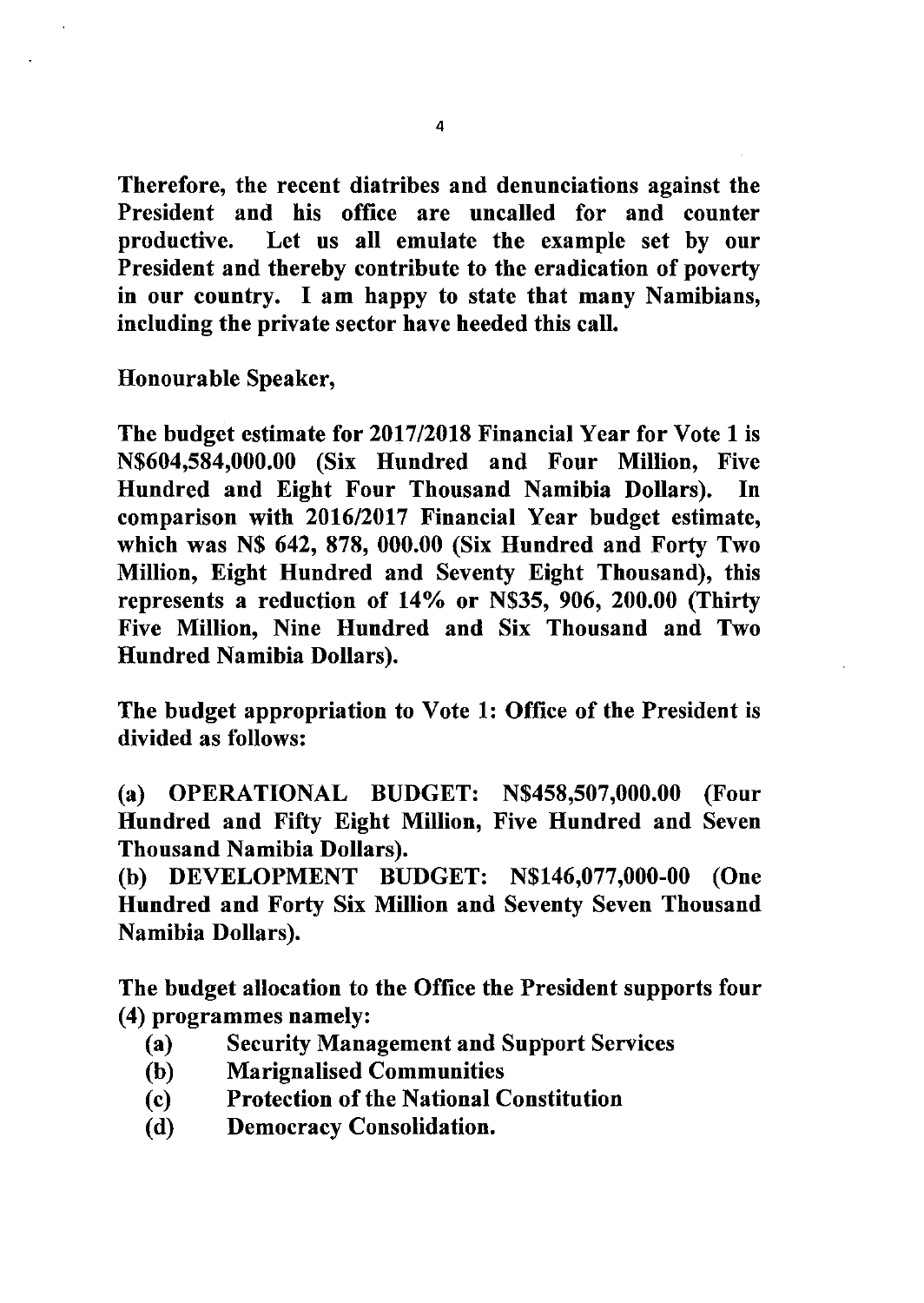**Therefore, the recent diatribes and denunciations against the President and his office are uncalled for and counter productive. Let us all emulate the example set by our President and thereby contribute to the eradication of poverty in our country. I am happy to state that many Namibians, including the private sector have heeded this call.**

**Honourable Speaker,**

**The budget estimate for 2017/2018 Financial Year for Vote 1 is N$604,584,000.00 (Six Hundred and Four Million, Five Hundred and Eight Four Thousand Namibia Dollars). In comparison with 2016/2017 Financial Year budget estimate, which was N$ 642, 878, 000.00 (Six Hundred and Forty Two Million, Eight Hundred and Seventy Eight Thousand), this represents a reduction of 14% or N$35, 906, 200.00 (Thirty Five Million, Nine Hundred and Six Thousand and Two Hundred Namibia Dollars).**

**The budget appropriation to Vote 1: Office of the President is divided as follows:**

**(a) OPERATIONAL BUDGET: N$458,507,000.00 (Four Hundred and Fifty Eight Million, Five Hundred and Seven Thousand Namibia Dollars).**
**(b) DEVELOPMENT BUDGET: N$146,077,000-00 (One Hundred and Forty Six Million and Seventy Seven Thousand Namibia Dollars).**

**The budget allocation to the Office the President supports four (4) programmes namely:**

- **(a) Security Management and Support Services**
- **(b) Marignalised Communities**
- **(c) Protection of the National Constitution**
- **(d) Democracy Consolidation.**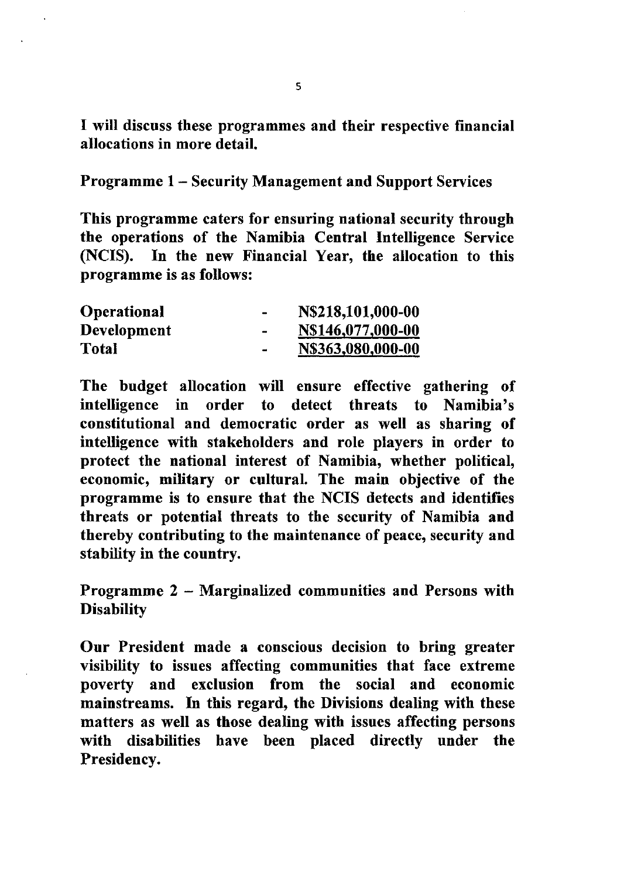**I will discuss these programmes and their respective financial allocations in more detail.**

**Programme 1 – Security Management and Support Services**

**This programme caters for ensuring national security through the operations of the Namibia Central Intelligence Service (NCIS). In the new Financial Year, the allocation to this programme is as follows:**

| | | |
|---|---|---|
| **Operational** | **-** | **N$218,101,000-00** |
| **Development** | **-** | **N$146,077,000-00** |
| **Total** | **-** | **N$363,080,000-00** |

**The budget allocation will ensure effective gathering of intelligence in order to detect threats to Namibia's constitutional and democratic order as well as sharing of intelligence with stakeholders and role players in order to protect the national interest of Namibia, whether political, economic, military or cultural. The main objective of the programme is to ensure that the NCIS detects and identifies threats or potential threats to the security of Namibia and thereby contributing to the maintenance of peace, security and stability in the country.**

**Programme 2 – Marginalized communities and Persons with Disability**

**Our President made a conscious decision to bring greater visibility to issues affecting communities that face extreme poverty and exclusion from the social and economic mainstreams. In this regard, the Divisions dealing with these matters as well as those dealing with issues affecting persons with disabilities have been placed directly under the Presidency.**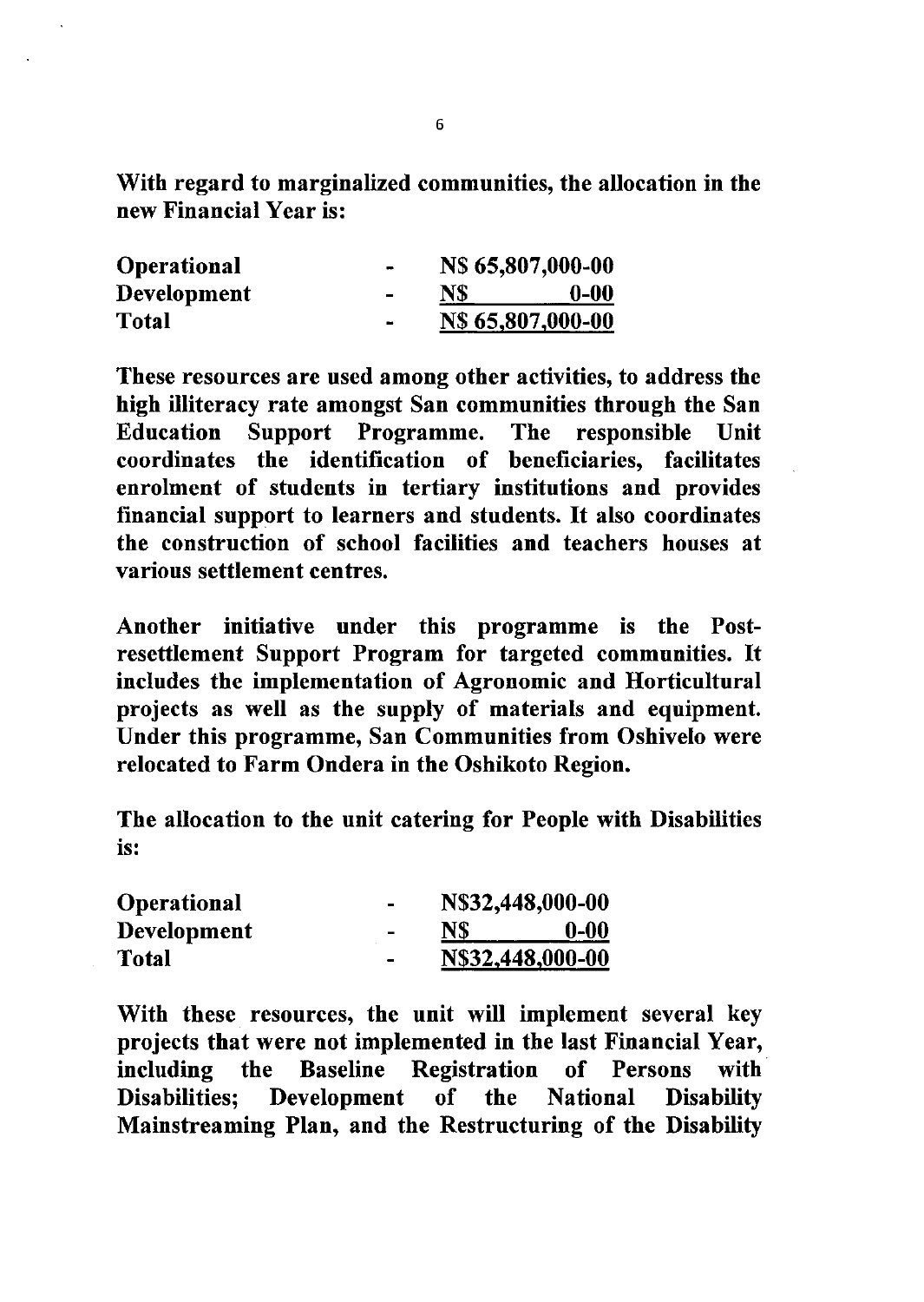**With regard to marginalized communities, the allocation in the new Financial Year is:**

| | | |
|---|---|---|
| **Operational** | **-** | **N$ 65,807,000-00** |
| **Development** | **-** | **N$ 0-00** |
| **Total** | **-** | **N$ 65,807,000-00** |

**These resources are used among other activities, to address the high illiteracy rate amongst San communities through the San Education Support Programme. The responsible Unit coordinates the identification of beneficiaries, facilitates enrolment of students in tertiary institutions and provides financial support to learners and students. It also coordinates the construction of school facilities and teachers houses at various settlement centres.**

**Another initiative under this programme is the Post-resettlement Support Program for targeted communities. It includes the implementation of Agronomic and Horticultural projects as well as the supply of materials and equipment. Under this programme, San Communities from Oshivelo were relocated to Farm Ondera in the Oshikoto Region.**

**The allocation to the unit catering for People with Disabilities is:**

| | | |
|---|---|---|
| **Operational** | **-** | **N$32,448,000-00** |
| **Development** | **-** | **N$ 0-00** |
| **Total** | **-** | **N$32,448,000-00** |

**With these resources, the unit will implement several key projects that were not implemented in the last Financial Year, including the Baseline Registration of Persons with Disabilities; Development of the National Disability Mainstreaming Plan, and the Restructuring of the Disability**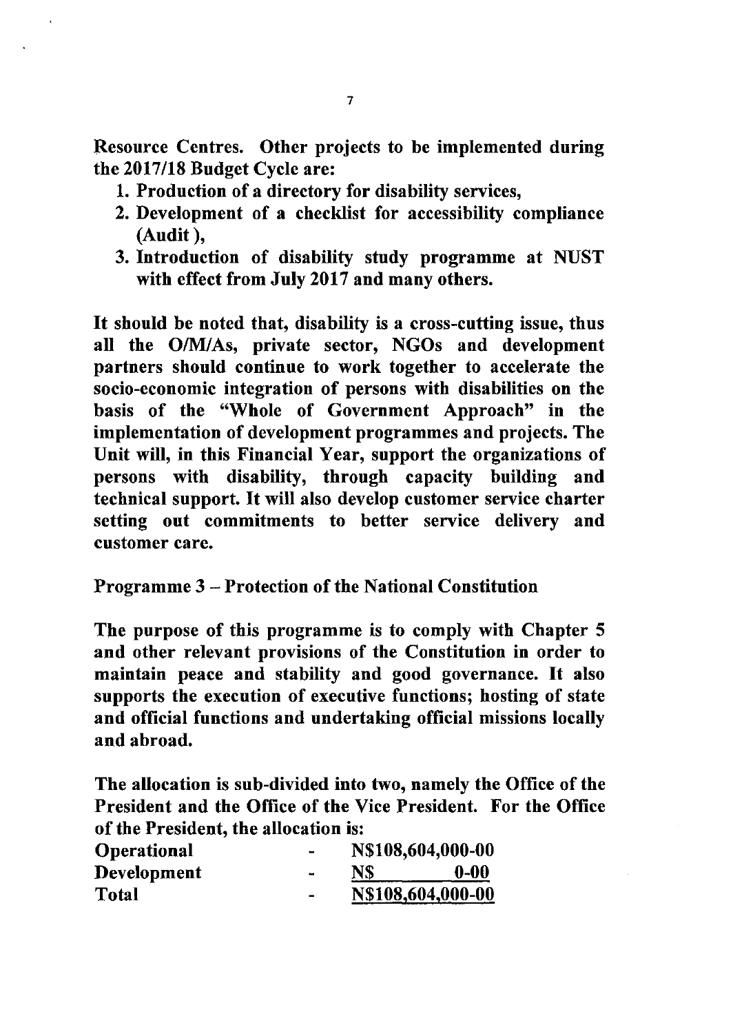**Resource Centres. Other projects to be implemented during the 2017/18 Budget Cycle are:**

1. **Production of a directory for disability services,**
2. **Development of a checklist for accessibility compliance (Audit ),**
3. **Introduction of disability study programme at NUST with effect from July 2017 and many others.**

**It should be noted that, disability is a cross-cutting issue, thus all the O/M/As, private sector, NGOs and development partners should continue to work together to accelerate the socio-economic integration of persons with disabilities on the basis of the "Whole of Government Approach" in the implementation of development programmes and projects. The Unit will, in this Financial Year, support the organizations of persons with disability, through capacity building and technical support. It will also develop customer service charter setting out commitments to better service delivery and customer care.**

**Programme 3 – Protection of the National Constitution**

**The purpose of this programme is to comply with Chapter 5 and other relevant provisions of the Constitution in order to maintain peace and stability and good governance. It also supports the execution of executive functions; hosting of state and official functions and undertaking official missions locally and abroad.**

**The allocation is sub-divided into two, namely the Office of the President and the Office of the Vice President. For the Office of the President, the allocation is:**

| | | |
|---|---|---|
| **Operational** | - | **N$108,604,000-00** |
| **Development** | - | **N$ 0-00** |
| **Total** | - | **N$108,604,000-00** |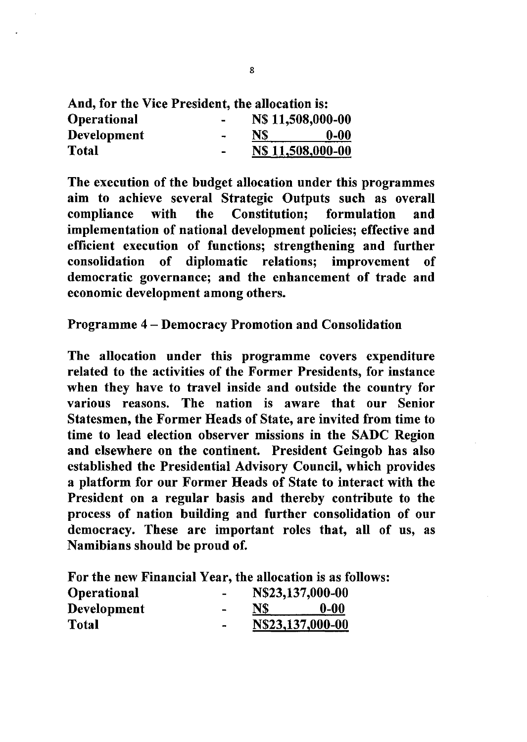**And, for the Vice President, the allocation is:**

| | | |
|---|---|---|
| **Operational** | **-** | **N$ 11,508,000-00** |
| **Development** | **-** | **N$ 0-00** |
| **Total** | **-** | **N$ 11,508,000-00** |

**The execution of the budget allocation under this programmes aim to achieve several Strategic Outputs such as overall compliance with the Constitution; formulation and implementation of national development policies; effective and efficient execution of functions; strengthening and further consolidation of diplomatic relations; improvement of democratic governance; and the enhancement of trade and economic development among others.**

**Programme 4 – Democracy Promotion and Consolidation**

**The allocation under this programme covers expenditure related to the activities of the Former Presidents, for instance when they have to travel inside and outside the country for various reasons. The nation is aware that our Senior Statesmen, the Former Heads of State, are invited from time to time to lead election observer missions in the SADC Region and elsewhere on the continent. President Geingob has also established the Presidential Advisory Council, which provides a platform for our Former Heads of State to interact with the President on a regular basis and thereby contribute to the process of nation building and further consolidation of our democracy. These are important roles that, all of us, as Namibians should be proud of.**

**For the new Financial Year, the allocation is as follows:**

| | | |
|---|---|---|
| **Operational** | **-** | **N$23,137,000-00** |
| **Development** | **-** | **N$ 0-00** |
| **Total** | **-** | **N$23,137,000-00** |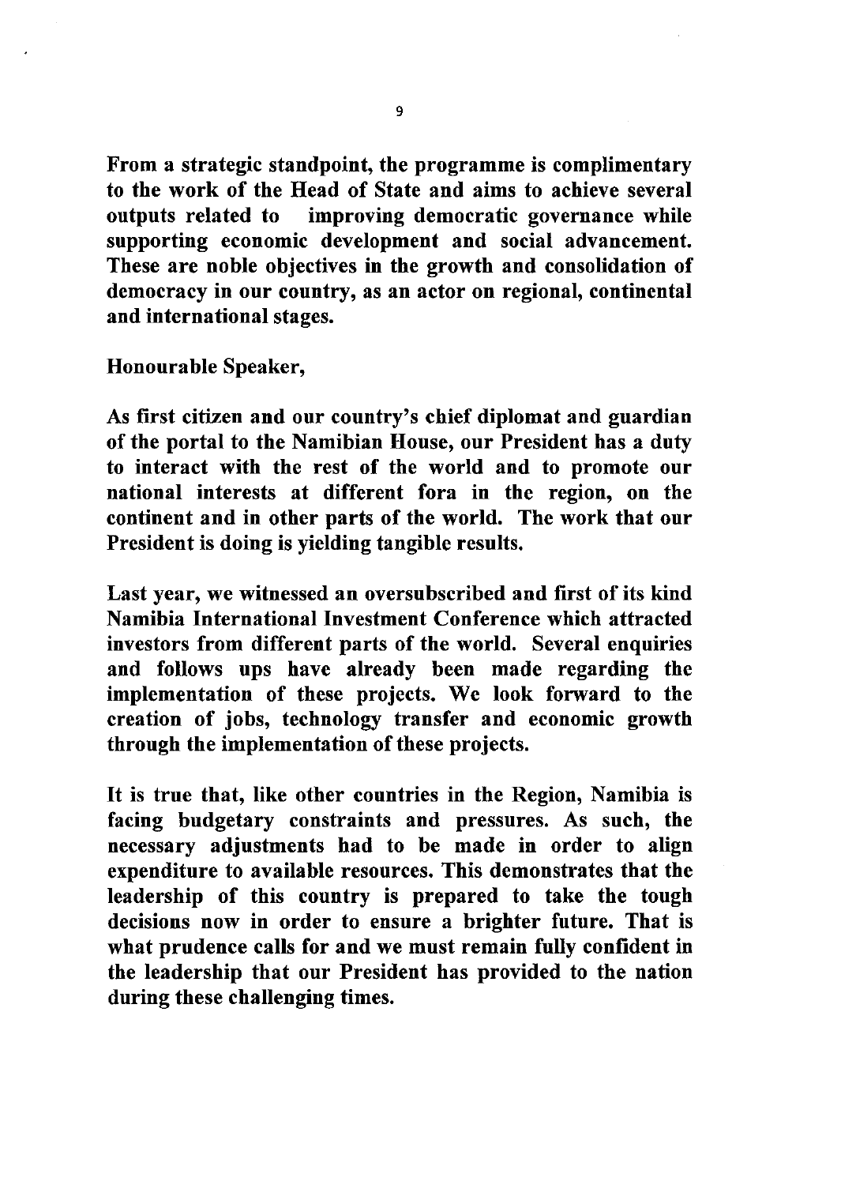**From a strategic standpoint, the programme is complimentary to the work of the Head of State and aims to achieve several outputs related to improving democratic governance while supporting economic development and social advancement. These are noble objectives in the growth and consolidation of democracy in our country, as an actor on regional, continental and international stages.**

**Honourable Speaker,**

**As first citizen and our country's chief diplomat and guardian of the portal to the Namibian House, our President has a duty to interact with the rest of the world and to promote our national interests at different fora in the region, on the continent and in other parts of the world. The work that our President is doing is yielding tangible results.**

**Last year, we witnessed an oversubscribed and first of its kind Namibia International Investment Conference which attracted investors from different parts of the world. Several enquiries and follows ups have already been made regarding the implementation of these projects. We look forward to the creation of jobs, technology transfer and economic growth through the implementation of these projects.**

**It is true that, like other countries in the Region, Namibia is facing budgetary constraints and pressures. As such, the necessary adjustments had to be made in order to align expenditure to available resources. This demonstrates that the leadership of this country is prepared to take the tough decisions now in order to ensure a brighter future. That is what prudence calls for and we must remain fully confident in the leadership that our President has provided to the nation during these challenging times.**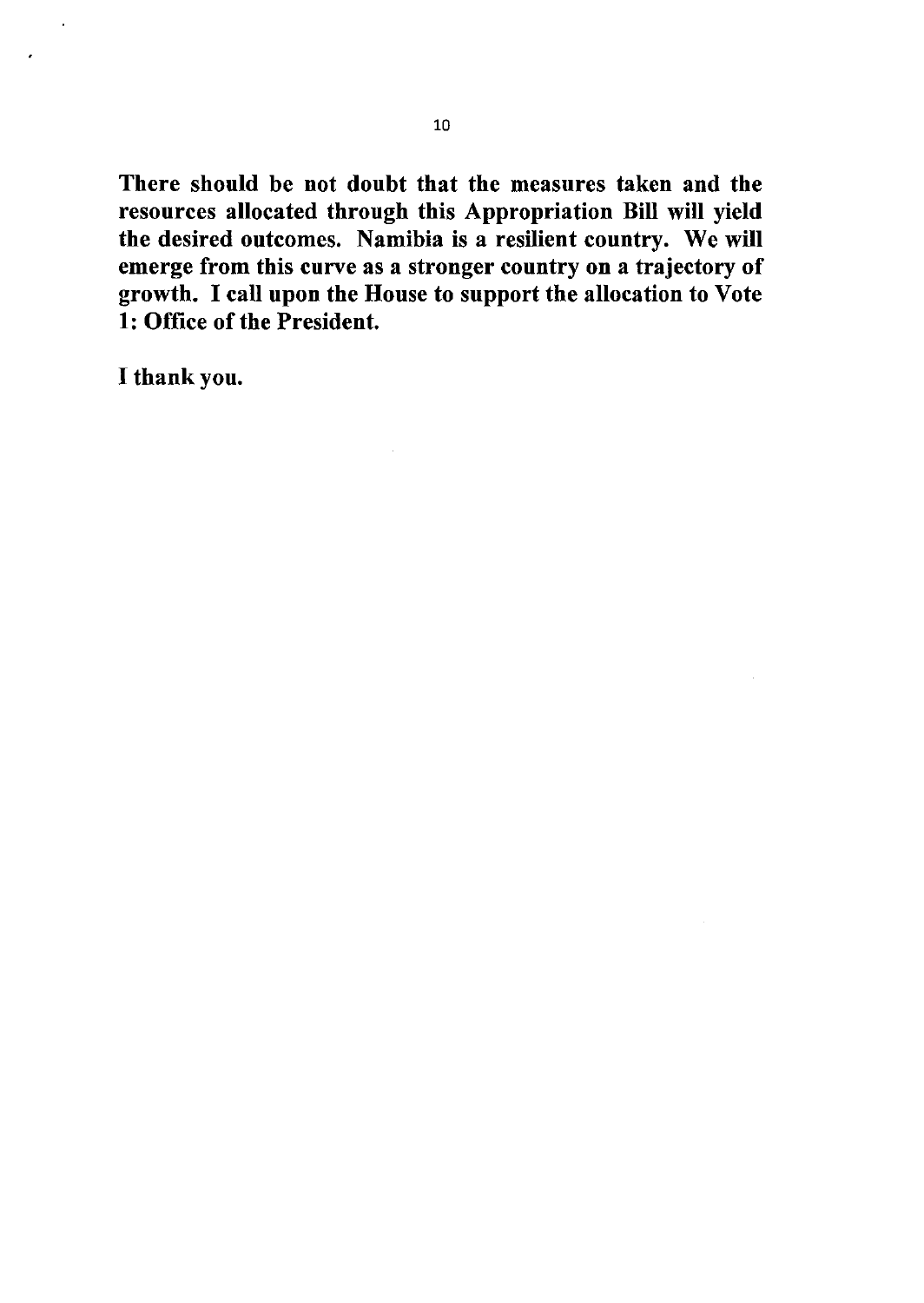**There should be not doubt that the measures taken and the resources allocated through this Appropriation Bill will yield the desired outcomes. Namibia is a resilient country. We will emerge from this curve as a stronger country on a trajectory of growth. I call upon the House to support the allocation to Vote 1: Office of the President.**

**I thank you.**